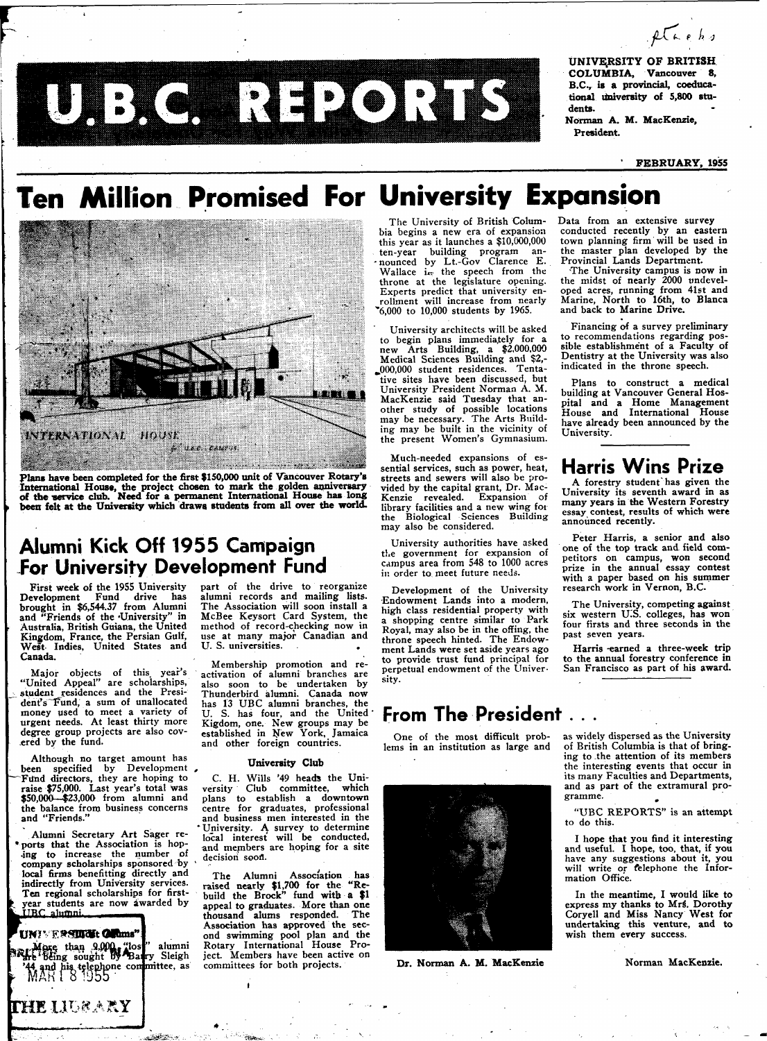# U.B.C. REPORTS

UNIVERSITY OF BRITISH COLUMBIA, Vancouver 8, B.C., is a provincial, coeducational university of 5,800 students.
Norman A. M. MacKenzie, President.

FEBRUARY, 1955

# Ten Million Promised For University Expansion

INTERNATIONAL HOUSE

**Plans have been completed for the first $150,000 unit of Vancouver Rotary's International House, the project chosen to mark the golden anniversary of the service club. Need for a permanent International House has long been felt at the University which draws students from all over the world.**

The University of British Columbia begins a new era of expansion this year as it launches a $10,000,000 ten-year building program announced by Lt.-Gov Clarence E. Wallace in the speech from the throne at the legislature opening. Experts predict that university enrollment will increase from nearly 6,000 to 10,000 students by 1965.

University architects will be asked to begin plans immediately for a new Arts Building, a $2,000,000 Medical Sciences Building and $2,000,000 student residences. Tentative sites have been discussed, but University President Norman A. M. MacKenzie said Tuesday that another study of possible locations may be necessary. The Arts Building may be built in the vicinity of the present Women's Gymnasium.

Much-needed expansions of essential services, such as power, heat, streets and sewers will also be provided by the capital grant, Dr. MacKenzie revealed. Expansion of library facilities and a new wing for the Biological Sciences Building may also be considered.

University authorities have asked the government for expansion of campus area from 548 to 1000 acres in order to meet future needs.

Development of the University Endowment Lands into a modern, high class residential property with a shopping centre similar to Park Royal, may also be in the offing, the throne speech hinted. The Endowment Lands were set aside years ago to provide trust fund principal for perpetual endowment of the University.

Data from an extensive survey conducted recently by an eastern town planning firm will be used in the master plan developed by the Provincial Lands Department.

The University campus is now in the midst of nearly 2000 undeveloped acres, running from 41st and Marine, North to 16th, to Blanca and back to Marine Drive.

Financing of a survey preliminary to recommendations regarding possible establishment of a Faculty of Dentistry at the University was also indicated in the throne speech.

Plans to construct a medical building at Vancouver General Hospital and a Home Management House and International House have already been announced by the University.

## Harris Wins Prize

A forestry student has given the University its seventh award in as many years in the Western Forestry essay contest, results of which were announced recently.

Peter Harris, a senior and also one of the top track and field competitors on campus, won second prize in the annual essay contest with a paper based on his summer research work in Vernon, B.C.

The University, competing against six western U.S. colleges, has won four firsts and three seconds in the past seven years.

Harris earned a three-week trip to the annual forestry conference in San Francisco as part of his award.

## Alumni Kick Off 1955 Campaign For University Development Fund

First week of the 1955 University Development Fund drive has brought in $6,544.37 from Alumni and "Friends of the University" in Australia, British Guiana, the United Kingdom, France, the Persian Gulf, West Indies, United States and Canada.

Major objects of this year's "United Appeal" are scholarships, student residences and the President's Fund, a sum of unallocated money used to meet a variety of urgent needs. At least thirty more degree group projects are also covered by the fund.

Although no target amount has been specified by Development Fund directors, they are hoping to raise $75,000. Last year's total was $50,000—$23,000 from alumni and the balance from business concerns and "Friends."

Alumni Secretary Art Sager reports that the Association is hoping to increase the number of company scholarships sponsored by local firms benefitting directly and indirectly from University services. Ten regional scholarships for first-year students are now awarded by UBC alumni.

**University Alums"**

More than 9,000 "lost" alumni are being sought by Barry Sleigh '44 and his telephone committee, as part of the drive to reorganize alumni records and mailing lists. The Association will soon install a McBee Keysort Card System, the method of record-checking now in use at many major Canadian and U. S. universities.

Membership promotion and reactivation of alumni branches are also soon to be undertaken by Thunderbird alumni. Canada now has 13 UBC alumni branches, the U. S. has four, and the United Kigdom, one. New groups may be established in New York, Jamaica and other foreign countries.

### University Club

C. H. Wills '49 heads the University Club committee, which plans to establish a downtown centre for graduates, professional and business men interested in the University. A survey to determine local interest will be conducted, and members are hoping for a site decision soon.

The Alumni Association has raised nearly $1,700 for the "Rebuild the Brock" fund with a $1 appeal to graduates. More than one thousand alums responded. The Association has approved the second swimming pool plan and the Rotary International House Project. Members have been active on committees for both projects.

## From The President . . .

One of the most difficult problems in an institution as large and as widely dispersed as the University of British Columbia is that of bringing to the attention of its members the interesting events that occur in its many Faculties and Departments, and as part of the extramural programme.

"UBC REPORTS" is an attempt to do this.

I hope that you find it interesting and useful. I hope, too, that, if you have any suggestions about it, you will write or telephone the Information Office.

In the meantime, I would like to express my thanks to Mrs. Dorothy Coryell and Miss Nancy West for undertaking this venture, and to wish them every success.

Norman MacKenzie.

Dr. Norman A. M. MacKenzie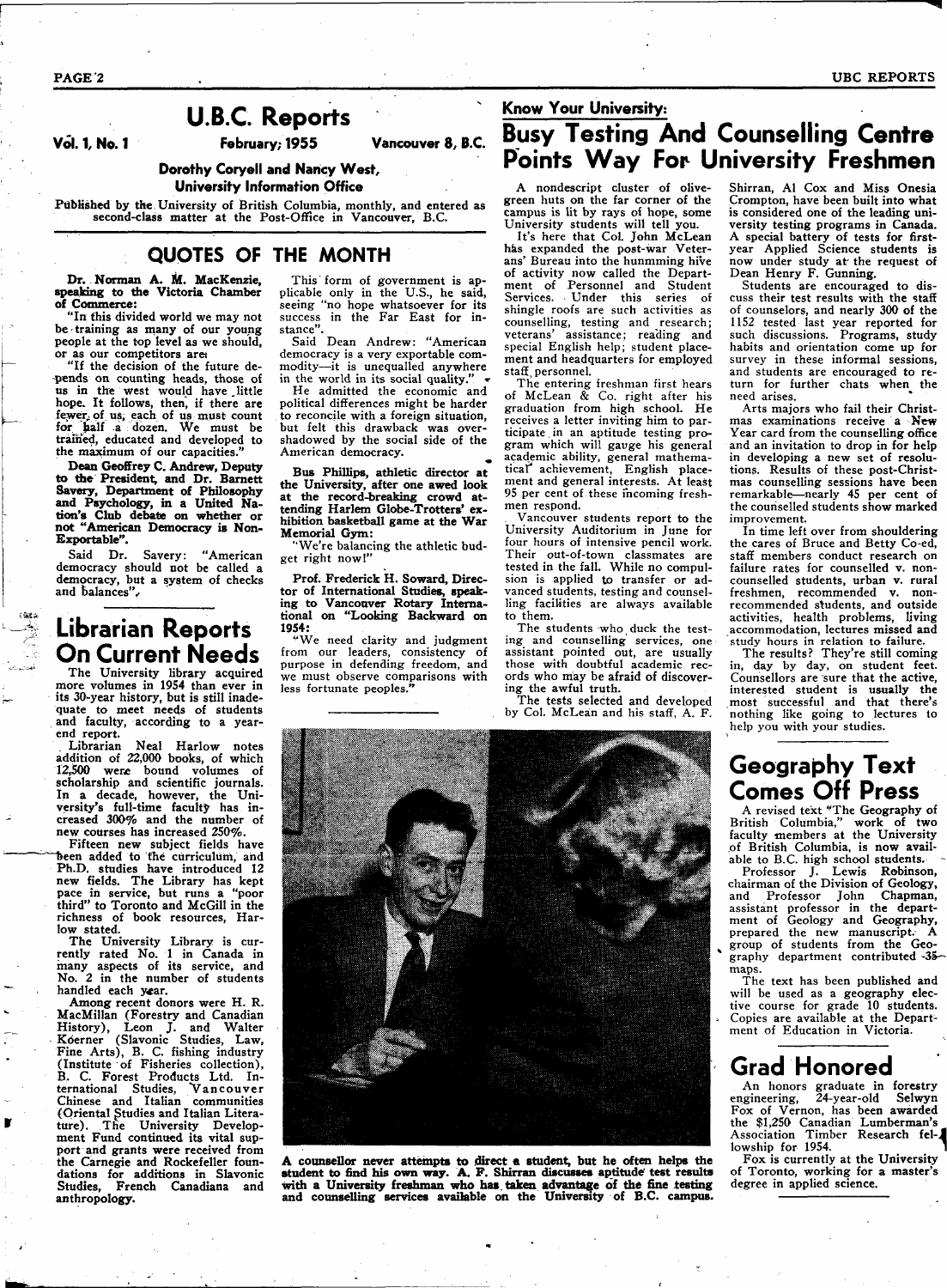# U.B.C. Reports

**Vol. 1, No. 1** | **February, 1955** | **Vancouver 8, B.C.**

**Dorothy Coryell and Nancy West, University Information Office**

Published by the University of British Columbia, monthly, and entered as second-class matter at the Post-Office in Vancouver, B.C.

## QUOTES OF THE MONTH

**Dr. Norman A. M. MacKenzie, speaking to the Victoria Chamber of Commerce:**

"In this divided world we may not be training as many of our young people at the top level as we should, or as our competitors are.

"If the decision of the future depends on counting heads, those of us in the west would have little hope. It follows, then, if there are fewer of us, each of us must count for half a dozen. We must be trained, educated and developed to the maximum of our capacities."

**Dean Geoffrey C. Andrew, Deputy to the President, and Dr. Barnett Savery, Department of Philosophy and Psychology, in a United Nation's Club debate on whether or not "American Democracy is Non-Exportable".**

Said Dr. Savery: "American democracy should not be called a democracy, but a system of checks and balances".

This form of government is applicable only in the U.S., he said, seeing "no hope whatsoever for its success in the Far East for instance".

Said Dean Andrew: "American democracy is a very exportable commodity—it is unequalled anywhere in the world in its social quality."

He admitted the economic and political differences might be harder to reconcile with a foreign situation, but felt this drawback was overshadowed by the social side of the American democracy.

**Bus Phillips, athletic director at the University, after one awed look at the record-breaking crowd attending Harlem Globe-Trotters' exhibition basketball game at the War Memorial Gym:**

"We're balancing the athletic budget right now!"

**Prof. Frederick H. Soward, Director of International Studies, speaking to Vancouver Rotary International on "Looking Backward on 1954:**

"We need clarity and judgment from our leaders, consistency of purpose in defending freedom, and we must observe comparisons with less fortunate peoples."

## Librarian Reports On Current Needs

The University library acquired more volumes in 1954 than ever in its 30-year history, but is still inadequate to meet needs of students and faculty, according to a year-end report.

Librarian Neal Harlow notes addition of 22,000 books, of which 12,500 were bound volumes of scholarship and scientific journals. In a decade, however, the University's full-time faculty has increased 300% and the number of new courses has increased 250%.

Fifteen new subject fields have been added to the curriculum, and Ph.D. studies have introduced 12 new fields. The Library has kept pace in service, but runs a "poor third" to Toronto and McGill in the richness of book resources, Harlow stated.

The University Library is currently rated No. 1 in Canada in many aspects of its service, and No. 2 in the number of students handled each year.

Among recent donors were H. R. MacMillan (Forestry and Canadian History), Leon J. and Walter Koerner (Slavonic Studies, Law, Fine Arts), B. C. fishing industry (Institute of Fisheries collection), B. C. Forest Products Ltd. International Studies, Vancouver Chinese and Italian communities (Oriental Studies and Italian Literature). The University Development Fund continued its vital support and grants were received from the Carnegie and Rockefeller foundations for additions in Slavonic Studies, French Canadiana and anthropology.

**Know Your University:**

## Busy Testing And Counselling Centre Points Way For University Freshmen

A nondescript cluster of olive-green huts on the far corner of the campus is lit by rays of hope, some University students will tell you.

It's here that Col. John McLean has expanded the post-war Veterans' Bureau into the hunmming hive of activity now called the Department of Personnel and Student Services. Under this series of shingle roofs are such activities as counselling, testing and research; veterans' assistance; reading and special English help; student placement and headquarters for employed staff personnel.

The entering freshman first hears of McLean & Co. right after his graduation from high school. He receives a letter inviting him to participate in an aptitude testing program which will gauge his general academic ability, general mathematical achievement, English placement and general interests. At least 95 per cent of these incoming freshmen respond.

Vancouver students report to the University Auditorium in June for four hours of intensive pencil work. Their out-of-town classmates are tested in the fall. While no compulsion is applied to transfer or advanced students, testing and counselling facilities are always available to them.

The students who duck the testing and counselling services, one assistant pointed out, are usually those with doubtful academic records who may be afraid of discovering the awful truth.

The tests selected and developed by Col. McLean and his staff, A. F. Shirran, Al Cox and Miss Onesia Crompton, have been built into what is considered one of the leading university testing programs in Canada. A special battery of tests for first-year Applied Science students is now under study at the request of Dean Henry F. Gunning.

Students are encouraged to discuss their test results with the staff of counselors, and nearly 300 of the 1152 tested last year reported for such discussions. Programs, study habits and orientation come up for survey in these informal sessions, and students are encouraged to return for further chats when the need arises.

Arts majors who fail their Christmas examinations receive a New Year card from the counselling office and an invitation to drop in for help in developing a new set of resolutions. Results of these post-Christmas counselling sessions have been remarkable—nearly 45 per cent of the counselled students show marked improvement.

In time left over from shouldering the cares of Bruce and Betty Co-ed, staff members conduct research on failure rates for counselled v. non-counselled students, urban v. rural freshmen, recommended v. non-recommended students, and outside activities, health problems, living accommodation, lectures missed and study hours in relation to failure.

The results? They're still coming in, day by day, on student feet. Counsellors are sure that the active, interested student is usually the most successful and that there's nothing like going to lectures to help you with your studies.

**A counsellor never attempts to direct a student, but he often helps the student to find his own way. A. F. Shirran discusses aptitude test results with a University freshman who has taken advantage of the fine testing and counselling services available on the University of B.C. campus.**

## Geography Text Comes Off Press

A revised text "The Geography of British Columbia," work of two faculty members at the University of British Columbia, is now available to B.C. high school students.

Professor J. Lewis Robinson, chairman of the Division of Geology, and Professor John Chapman, assistant professor in the department of Geology and Geography, prepared the new manuscript. A group of students from the Geography department contributed 35 maps.

The text has been published and will be used as a geography elective course for grade 10 students. Copies are available at the Department of Education in Victoria.

## Grad Honored

An honors graduate in forestry engineering, 24-year-old Selwyn Fox of Vernon, has been awarded the $1,250 Canadian Lumberman's Association Timber Research fellowship for 1954.

Fox is currently at the University of Toronto, working for a master's degree in applied science.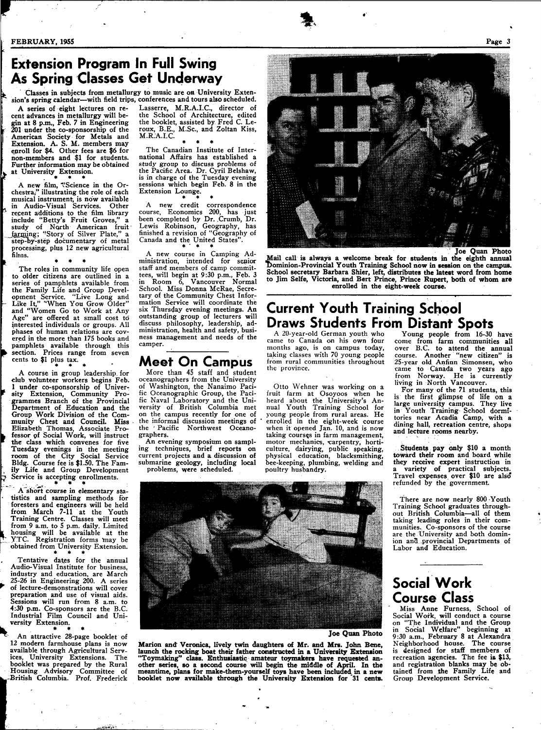# Extension Program In Full Swing As Spring Classes Get Underway

Classes in subjects from metallurgy to music are on University Extension's spring calendar—with field trips, conferences and tours also scheduled.

A series of eight lectures on recent advances in metallurgy will begin at 8 p.m., Feb. 7 in Engineering 201 under the co-sponsorship of the American Society for Metals and Extension. A. S. M. members may enroll for $4. Other fees are $6 for non-members and $1 for students. Further information may be obtained at University Extension.

\* \* \*

A new film, "Science in the Orchestra," illustrating the role of each musical instrument, is now available in Audio-Visual Services. Other recent additions to the film library include "Betty's Fruit Groves," a study of North American fruit farming; "Story of Silver Plate," a step-by-step documentary of metal processing, plus 12 new agricultural films.

\* \* \*

The roles in community life open to older citizens are outlined in a series of pamphlets available from the Family Life and Group Development Service. "Live Long and Like It," "When You Grow Older" and "Women Go to Work at Any Age" are offered at small cost to interested individuals or groups. All phases of human relations are covered in the more than 175 books and pamphlets available through this section. Prices range from seven cents to $1 plus tax.

\* \* \*

A course in group leadership for club volunteer workers begins Feb. 1 under co-sponsorship of University Extension, Community Programmes Branch of the Provincial Department of Education and the Group Work Division of the Community Chest and Council. Miss Elizabeth Thomas, Associate Professor of Social Work, will instruct the class which convenes for five Tuesday evenings in the meeting room of the City Social Service Bldg. Course fee is $1.50. The Family Life and Group Development Service is accepting enrollments.

\* \* \*

A short course in elementary statistics and sampling methods for foresters and engineers will be held from March 7-11 at the Youth Training Centre. Classes will meet from 9 a.m. to 5 p.m. daily. Limited housing will be available at the YTC. Registration forms may be obtained from University Extension.

\* \* \*

Tentative dates for the annual Audio-Visual Institute for business, industry and education, are March 25-26 in Engineering 200. A series of lecture-demonstrations will cover preparation and use of visual aids. Sessions will run from 8 a.m. to 4:30 p.m. Co-sponsors are the B.C. Industrial Film Council and University Extension.

\* \* \*

An attractive 28-page booklet of 12 modern farmhouse plans is now available through Agricultural Services, University Extensions. The booklet was prepared by the Rural Housing Advisory Committee of British Columbia. Prof. Frederick Lasserre, M.R.A.I.C., director of the School of Architecture, edited the booklet, assisted by Fred C. Leroux, B.E., M.Sc., and Zoltan Kiss, M.R.A.I.C.

\* \* \*

The Canadian Institute of International Affairs has established a study group to discuss problems of the Pacific Area. Dr. Cyril Belshaw, is in charge of the Tuesday evening sessions which begin Feb. 8 in the Extension Lounge.

\* \* \*

A new credit correspondence course, Economics 200, has just been completed by Dr. Crumb, Dr. Lewis Robinson, Geography, has finished a revision of "Geography of Canada and the United States".

\* \* \*

A new course in Camping Administration, intended for senior staff and members of camp committees, will begin at 9:30 p.m., Feb. 3 in Room 6, Vancouver Normal School. Miss Donna McRae, Secretary of the Community Chest Information Service will coordinate the six Thursday evening meetings. An outstanding group of lecturers will discuss philosophy, leadership, administration, health and safety, business management and needs of the camper.

# Meet On Campus

More than 45 staff and student oceanographers from the University of Washington, the Nanaimo Pacific Oceanographic Group, the Pacific Naval Laboratory and the University of British Columbia met on the campus recently for one of the informal discussion meetings of the Pacific Northwest Oceanographers.

An evening symposium on sampling techniques, brief reports on current projects and a discussion of submarine geology, including local problems, were scheduled.

Joe Quan Photo

**Mail call is always a welcome break for students in the eighth annual Dominion-Provincial Youth Training School now in session on the campus. School secretary Barbara Shier, left, distributes the latest word from home to Jim Selfe, Victoria, and Bert Prince, Prince Rupert, both of whom are enrolled in the eight-week course.**

# Current Youth Training School Draws Students From Distant Spots

A 20-year-old German youth who came to Canada on his own four months ago, is on campus today, taking classes with 70 young people from rural communities throughout the province.

Otto Wehner was working on a fruit farm at Osoyoos when he heard about the University's Annual Youth Training School for young people from rural areas. He enrolled in the eight-week course when it opened Jan. 10, and is now taking courses in farm management, motor mechanics, carpentry, horticulture, dairying, public speaking, physical education, blacksmithing, bee-keeping, plumbing, welding and poultry husbandry.

Young people from 16-30 have come from farm communities all over B.C. to attend the annual course. Another "new citizen" is 25-year old Anfinn Simonsen, who came to Canada two years ago from Norway. He is currently living in North Vancouver.

For many of the 71 students, this is the first glimpse of life on a large university campus. They live in Youth Training School dormitories near Acadia Camp, with a dining hall, recreation centre, shops and lecture rooms nearby.

Students pay only $10 a month toward their room and board while they receive expert instruction in a variety of practical subjects. Travel expenses over $10 are also refunded by the government.

There are now nearly 800 Youth Training School graduates throughout British Columbia—all of them taking leading roles in their communities. Co-sponsors of the course are the University and both dominion and provincial Departments of Labor and Education.

Joe Quan Photo

**Marion and Veronica, lively twin daughters of Mr. and Mrs. John Bene, launch the rocking boat their father constructed in a University Extension "Toymaking" class. Enthusiastic amateur toymakers have requested another series, so a second course will begin the middle of April. In the meantime, plans for make-them-yourself toys have been included in a new booklet now available through the University Extension for 31 cents.**

# Social Work Course Class

Miss Anne Furness, School of Social Work, will conduct a course on "The Individual and the Group in Social Welfare" beginning at 9:30 a.m., February 8 at Alexandra Neighborhood house. The course is designed for staff members of recreation agencies. The fee is $13, and registration blanks may be obtained from the Family Life and Group Development Service.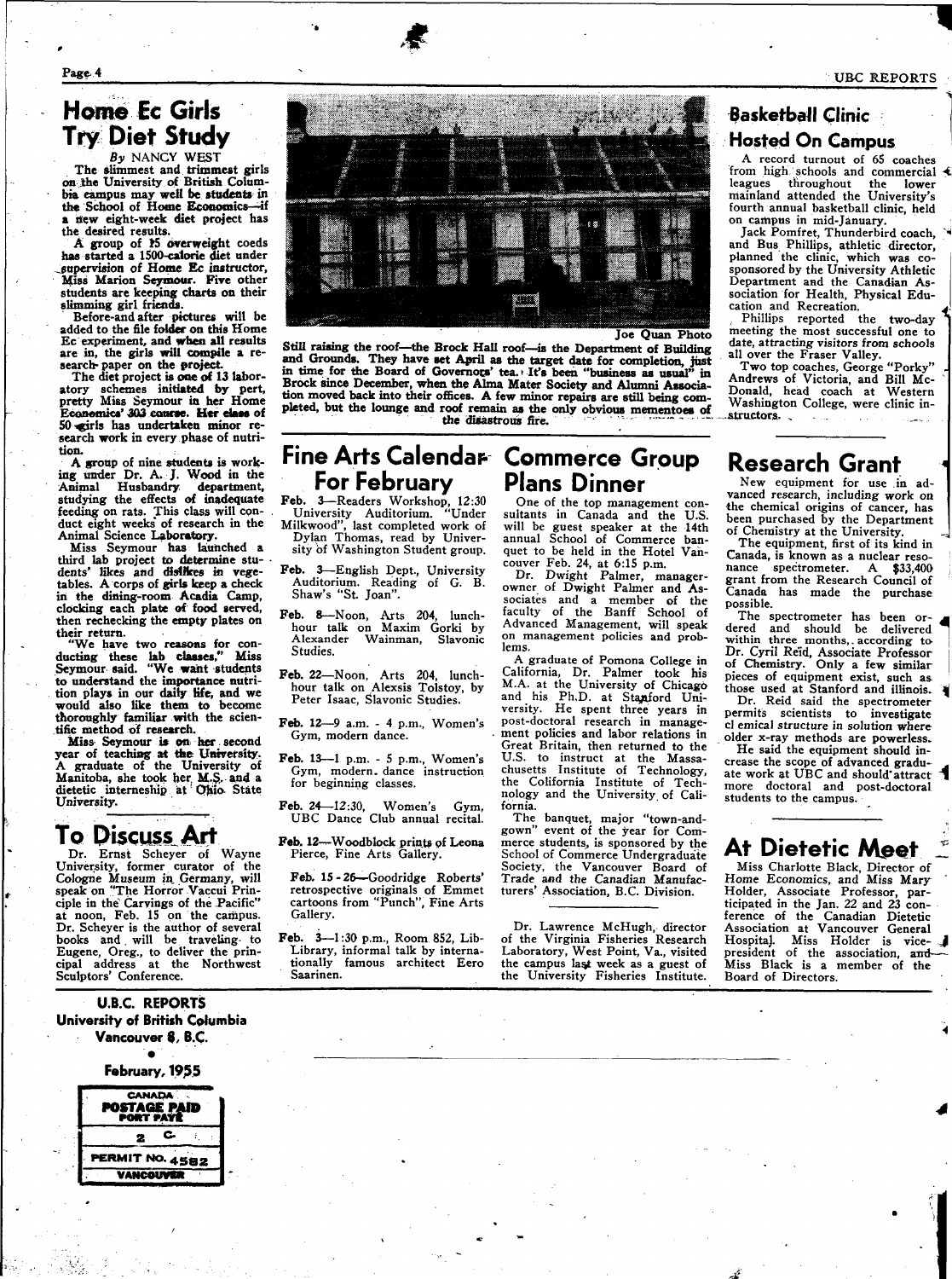# Home Ec Girls Try Diet Study

*By* NANCY WEST

The slimmest and trimmest girls on the University of British Columbia campus may well be students in the School of Home Economics—if a new eight-week diet project has the desired results.

A group of 15 overweight coeds has started a 1500-calorie diet under supervision of Home Ec instructor, Miss Marion Seymour. Five other students are keeping charts on their slimming girl friends.

Before-and after pictures will be added to the file folder on this Home Ec experiment, and when all results are in, the girls will compile a research paper on the project.

The diet project is one of 13 laboratory schemes initiated by pert, pretty Miss Seymour in her Home Economics' 303 course. Her class of 50 girls has undertaken minor research work in every phase of nutrition.

A group of nine students is working under Dr. A. J. Wood in the Animal Husbandry department, studying the effects of inadequate feeding on rats. This class will conduct eight weeks of research in the Animal Science Laboratory.

Miss Seymour has launched a third lab project to determine students' likes and dislikes in vegetables. A corps of girls keep a check in the dining-room Acadia Camp, clocking each plate of food served, then rechecking the empty plates on their return.

"We have two reasons for conducting these lab classes," Miss Seymour said. "We want students to understand the importance nutrition plays in our daily life, and we would also like them to become thoroughly familiar with the scientific method of research.

Miss Seymour is on her second year of teaching at the University. A graduate of the University of Manitoba, she took her M.S. and a dietetic internship at Ohio State University.

# To Discuss Art

Dr. Ernst Scheyer of Wayne University, former curator of the Cologne Museum in Germany, will speak on "The Horror Vaccui Principle in the Carvings of the Pacific" at noon, Feb. 15 on the campus. Dr. Scheyer is the author of several books and will be traveling to Eugene, Oreg., to deliver the principal address at the Northwest Sculptors' Conference.

Joe Quan Photo

Still raising the roof—the Brock Hall roof—is the Department of Building and Grounds. They have set April as the target date for completion, just in time for the Board of Governors' tea. It's been "business as usual" in Brock since December, when the Alma Mater Society and Alumni Association moved back into their offices. A few minor repairs are still being completed, but the lounge and roof remain as the only obvious mementoes of the disastrous fire.

# Fine Arts Calendar For February

**Feb. 3**—Readers Workshop, 12:30 University Auditorium. "Under Milkwood", last completed work of Dylan Thomas, read by University of Washington Student group.

**Feb. 3**—English Dept., University Auditorium. Reading of G. B. Shaw's "St. Joan".

**Feb. 8**—Noon, Arts 204, lunch-hour talk on Maxim Gorki by Alexander Wainman, Slavonic Studies.

**Feb. 22**—Noon, Arts 204, lunch-hour talk on Alexsis Tolstoy, by Peter Isaac, Slavonic Studies.

**Feb. 12**—9 a.m. - 4 p.m., Women's Gym, modern dance.

**Feb. 13**—1 p.m. - 5 p.m., Women's Gym, modern dance instruction for beginning classes.

**Feb. 24**—12:30, Women's Gym, UBC Dance Club annual recital.

**Feb. 12**—Woodblock prints of Leona Pierce, Fine Arts Gallery.

**Feb. 15 - 26**—Goodridge Roberts' retrospective originals of Emmet cartoons from "Punch", Fine Arts Gallery.

**Feb. 3**—1:30 p.m., Room 852, Library, informal talk by internationally famous architect Eero Saarinen.

# Commerce Group Plans Dinner

One of the top management consultants in Canada and the U.S. will be guest speaker at the 14th annual School of Commerce banquet to be held in the Hotel Vancouver Feb. 24, at 6:15 p.m.

Dr. Dwight Palmer, manager-owner of Dwight Palmer and Associates and a member of the faculty of the Banff School of Advanced Management, will speak on management policies and problems.

A graduate of Pomona College in California, Dr. Palmer took his M.A. at the University of Chicago and his Ph.D. at Stanford University. He spent three years in post-doctoral research in management policies and labor relations in Great Britain, then returned to the U.S. to instruct at the Massachusetts Institute of Technology, the California Institute of Technology and the University of California.

The banquet, major "town-and-gown" event of the year for Commerce students, is sponsored by the School of Commerce Undergraduate Society, the Vancouver Board of Trade and the Canadian Manufacturers' Association, B.C. Division.

Dr. Lawrence McHugh, director of the Virginia Fisheries Research Laboratory, West Point, Va., visited the campus last week as a guest of the University Fisheries Institute.

# Basketball Clinic Hosted On Campus

A record turnout of 65 coaches from high schools and commercial leagues throughout the lower mainland attended the University's fourth annual basketball clinic, held on campus in mid-January.

Jack Pomfret, Thunderbird coach, and Bus Phillips, athletic director, planned the clinic, which was co-sponsored by the University Athletic Department and the Canadian Association for Health, Physical Education and Recreation.

Phillips reported the two-day meeting the most successful one to date, attracting visitors from schools all over the Fraser Valley.

Two top coaches, George "Porky" Andrews of Victoria, and Bill McDonald, head coach at Western Washington College, were clinic instructors.

# Research Grant

New equipment for use in advanced research, including work on the chemical origins of cancer, has been purchased by the Department of Chemistry at the University.

The equipment, first of its kind in Canada, is known as a nuclear resonance spectrometer. A $33,400 grant from the Research Council of Canada has made the purchase possible.

The spectrometer has been ordered and should be delivered within three months, according to Dr. Cyril Reid, Associate Professor of Chemistry. Only a few similar pieces of equipment exist, such as those used at Stanford and Illinois.

Dr. Reid said the spectrometer permits scientists to investigate chemical structure in solution where older x-ray methods are powerless.

He said the equipment should increase the scope of advanced graduate work at UBC and should attract more doctoral and post-doctoral students to the campus.

# At Dietetic Meet

Miss Charlotte Black, Director of Home Economics, and Miss Mary Holder, Associate Professor, participated in the Jan. 22 and 23 conference of the Canadian Dietetic Association at Vancouver General Hospital. Miss Holder is vice-president of the association, and Miss Black is a member of the Board of Directors.

**U.B.C. REPORTS**
**University of British Columbia**
**Vancouver 8, B.C.**

**February, 1955**

CANADA
POSTAGE PAID
PORT PAYÉ
2 C.
PERMIT NO. 4582
VANCOUVER